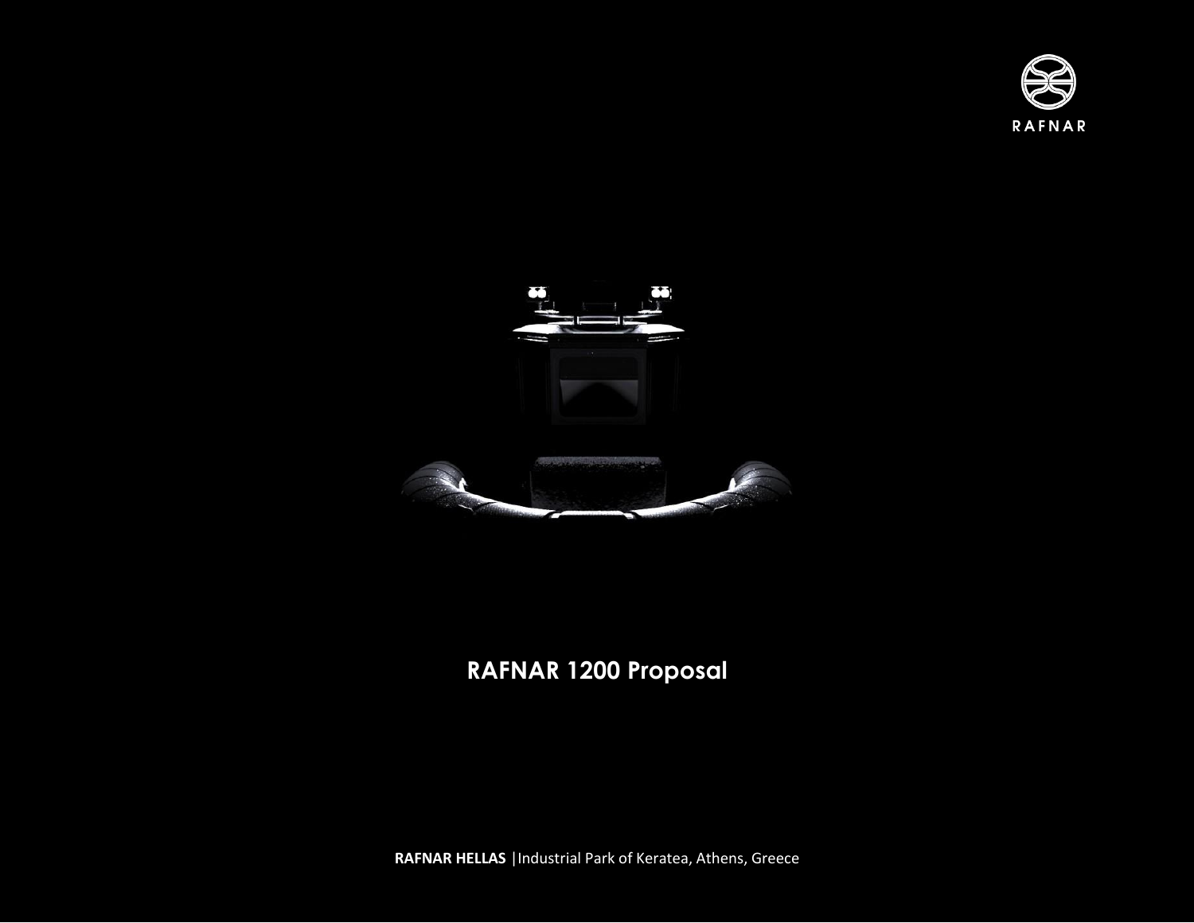RAFNAR

# RAFNAR 1200 Proposal

**RAFNAR HELLAS** |Industrial Park of Keratea, Athens, Greece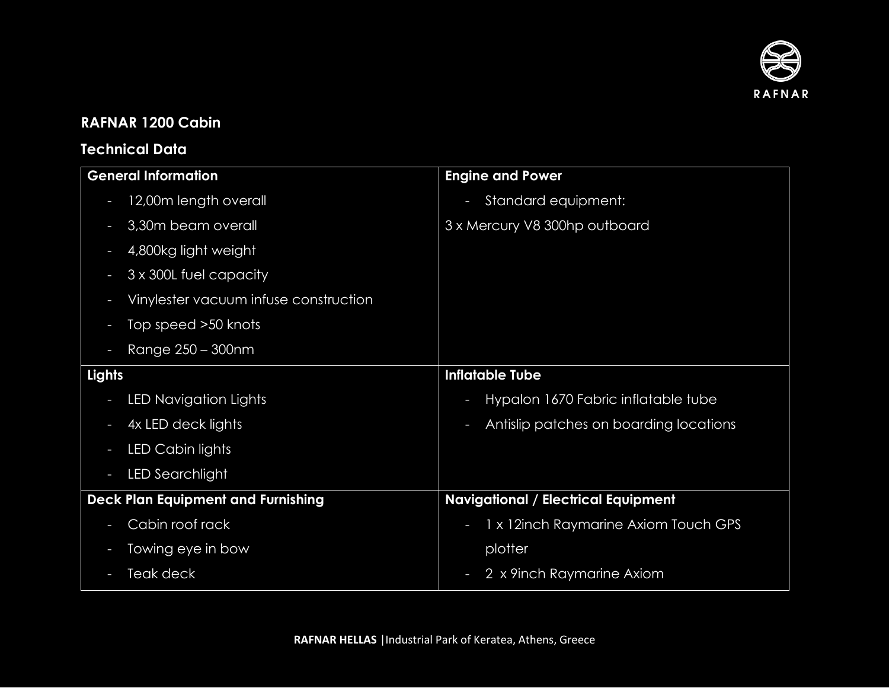**RAFNAR 1200 Cabin**

**Technical Data**

| **General Information** | **Engine and Power** |
| --- | --- |
| - 12,00m length overall<br>- 3,30m beam overall<br>- 4,800kg light weight<br>- 3 x 300L fuel capacity<br>- Vinylester vacuum infuse construction<br>- Top speed >50 knots<br>- Range 250 – 300nm | - Standard equipment:<br>3 x Mercury V8 300hp outboard |
| **Lights** | **Inflatable Tube** |
| - LED Navigation Lights<br>- 4x LED deck lights<br>- LED Cabin lights<br>- LED Searchlight | - Hypalon 1670 Fabric inflatable tube<br>- Antislip patches on boarding locations |
| **Deck Plan Equipment and Furnishing** | **Navigational / Electrical Equipment** |
| - Cabin roof rack<br>- Towing eye in bow<br>- Teak deck | - 1 x 12inch Raymarine Axiom Touch GPS plotter<br>- 2 x 9inch Raymarine Axiom |

**RAFNAR HELLAS** | Industrial Park of Keratea, Athens, Greece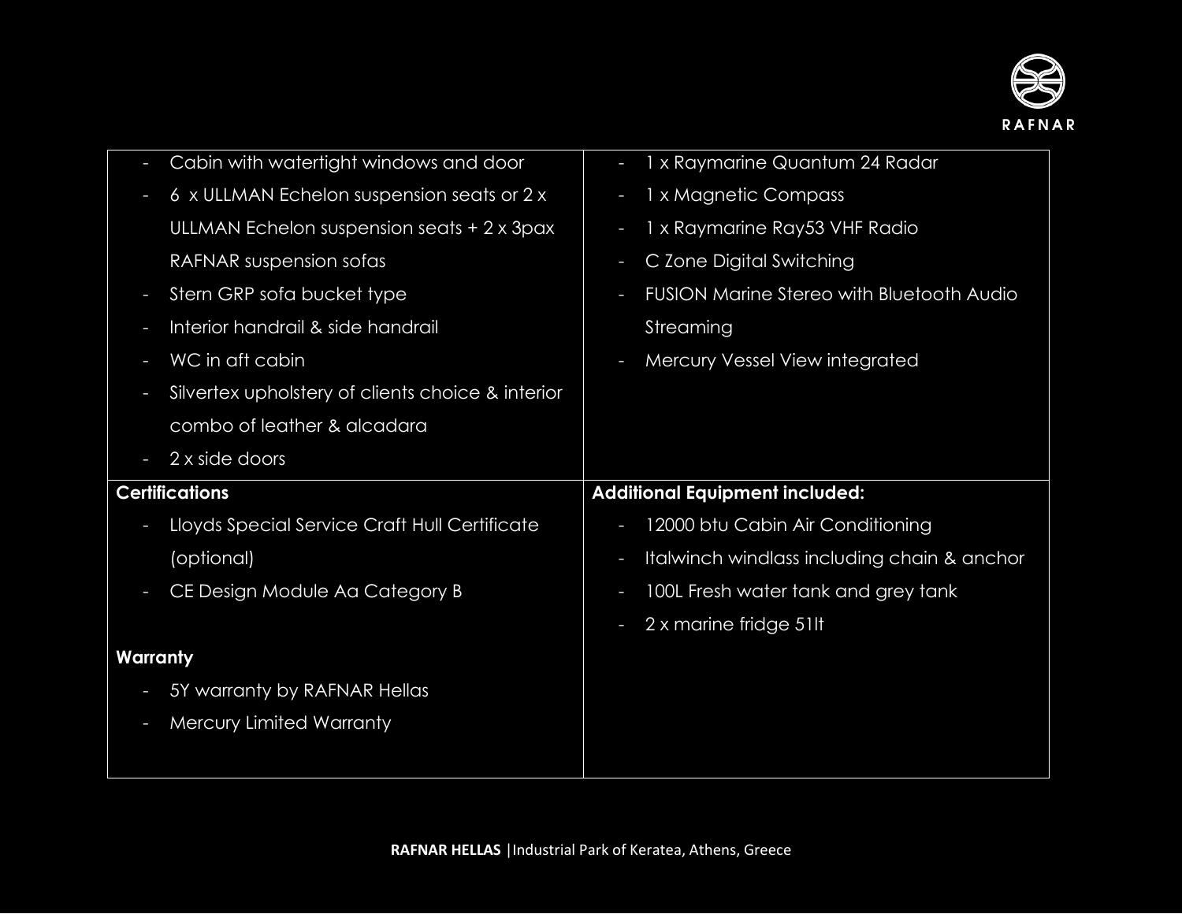| | |
|---|---|
| - Cabin with watertight windows and door<br>- 6 x ULLMAN Echelon suspension seats or 2 x ULLMAN Echelon suspension seats + 2 x 3pax RAFNAR suspension sofas<br>- Stern GRP sofa bucket type<br>- Interior handrail & side handrail<br>- WC in aft cabin<br>- Silvertex upholstery of clients choice & interior combo of leather & alcadara<br>- 2 x side doors | - 1 x Raymarine Quantum 24 Radar<br>- 1 x Magnetic Compass<br>- 1 x Raymarine Ray53 VHF Radio<br>- C Zone Digital Switching<br>- FUSION Marine Stereo with Bluetooth Audio Streaming<br>- Mercury Vessel View integrated |
| **Certifications**<br>- Lloyds Special Service Craft Hull Certificate (optional)<br>- CE Design Module Aa Category B<br><br>**Warranty**<br>- 5Y warranty by RAFNAR Hellas<br>- Mercury Limited Warranty | **Additional Equipment included:**<br>- 12000 btu Cabin Air Conditioning<br>- Italwinch windlass including chain & anchor<br>- 100L Fresh water tank and grey tank<br>- 2 x marine fridge 51lt |

**RAFNAR HELLAS** |Industrial Park of Keratea, Athens, Greece